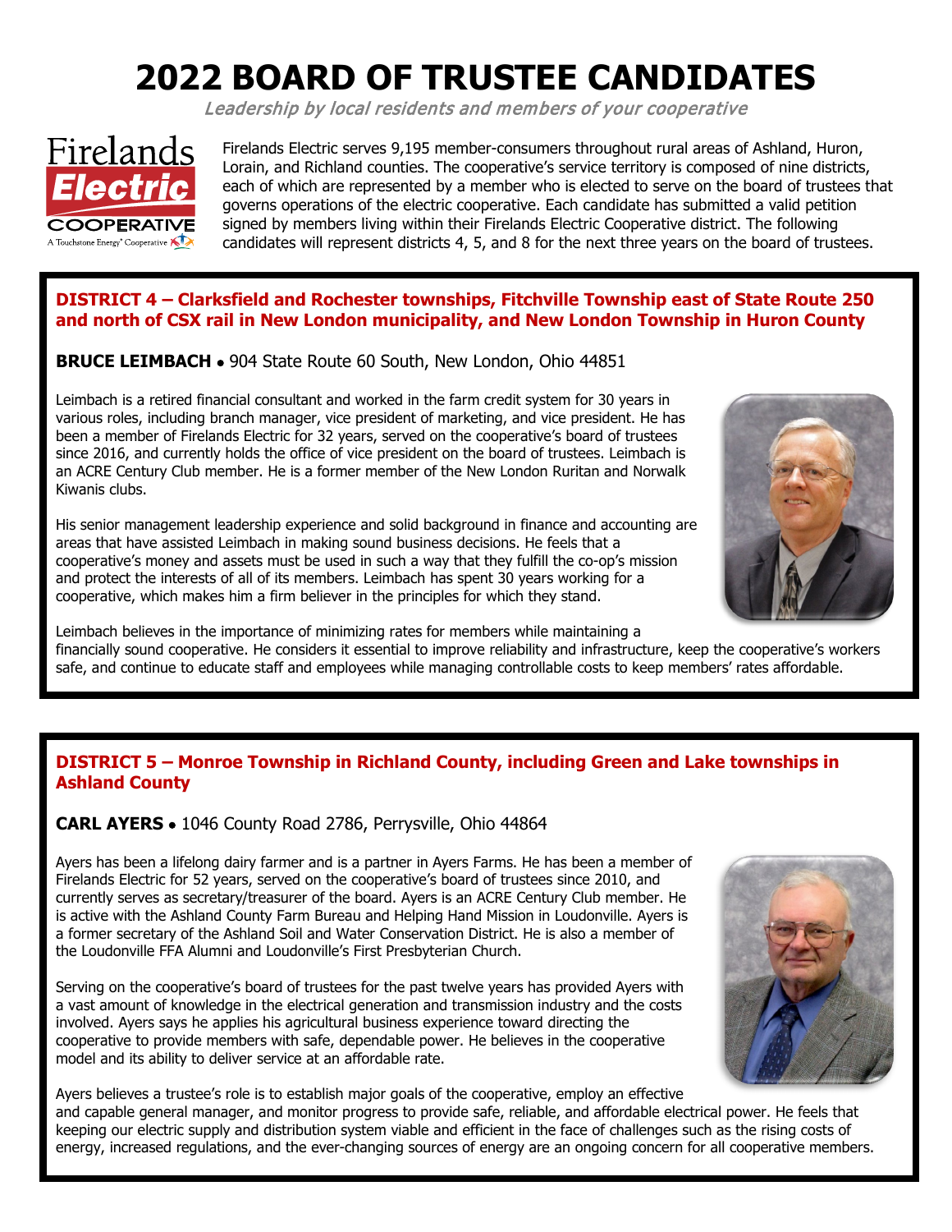# 2022 BOARD OF TRUSTEE CANDIDATES

*Leadership by local residents and members of your cooperative*

Firelands Electric serves 9,195 member-consumers throughout rural areas of Ashland, Huron, Lorain, and Richland counties. The cooperative's service territory is composed of nine districts, each of which are represented by a member who is elected to serve on the board of trustees that governs operations of the electric cooperative. Each candidate has submitted a valid petition signed by members living within their Firelands Electric Cooperative district. The following candidates will represent districts 4, 5, and 8 for the next three years on the board of trustees.

## DISTRICT 4 – Clarksfield and Rochester townships, Fitchville Township east of State Route 250 and north of CSX rail in New London municipality, and New London Township in Huron County

**BRUCE LEIMBACH** • 904 State Route 60 South, New London, Ohio 44851

Leimbach is a retired financial consultant and worked in the farm credit system for 30 years in various roles, including branch manager, vice president of marketing, and vice president. He has been a member of Firelands Electric for 32 years, served on the cooperative's board of trustees since 2016, and currently holds the office of vice president on the board of trustees. Leimbach is an ACRE Century Club member. He is a former member of the New London Ruritan and Norwalk Kiwanis clubs.

His senior management leadership experience and solid background in finance and accounting are areas that have assisted Leimbach in making sound business decisions. He feels that a cooperative's money and assets must be used in such a way that they fulfill the co-op's mission and protect the interests of all of its members. Leimbach has spent 30 years working for a cooperative, which makes him a firm believer in the principles for which they stand.

Leimbach believes in the importance of minimizing rates for members while maintaining a financially sound cooperative. He considers it essential to improve reliability and infrastructure, keep the cooperative's workers safe, and continue to educate staff and employees while managing controllable costs to keep members' rates affordable.

## DISTRICT 5 – Monroe Township in Richland County, including Green and Lake townships in Ashland County

**CARL AYERS** • 1046 County Road 2786, Perrysville, Ohio 44864

Ayers has been a lifelong dairy farmer and is a partner in Ayers Farms. He has been a member of Firelands Electric for 52 years, served on the cooperative's board of trustees since 2010, and currently serves as secretary/treasurer of the board. Ayers is an ACRE Century Club member. He is active with the Ashland County Farm Bureau and Helping Hand Mission in Loudonville. Ayers is a former secretary of the Ashland Soil and Water Conservation District. He is also a member of the Loudonville FFA Alumni and Loudonville's First Presbyterian Church.

Serving on the cooperative's board of trustees for the past twelve years has provided Ayers with a vast amount of knowledge in the electrical generation and transmission industry and the costs involved. Ayers says he applies his agricultural business experience toward directing the cooperative to provide members with safe, dependable power. He believes in the cooperative model and its ability to deliver service at an affordable rate.

Ayers believes a trustee's role is to establish major goals of the cooperative, employ an effective and capable general manager, and monitor progress to provide safe, reliable, and affordable electrical power. He feels that keeping our electric supply and distribution system viable and efficient in the face of challenges such as the rising costs of energy, increased regulations, and the ever-changing sources of energy are an ongoing concern for all cooperative members.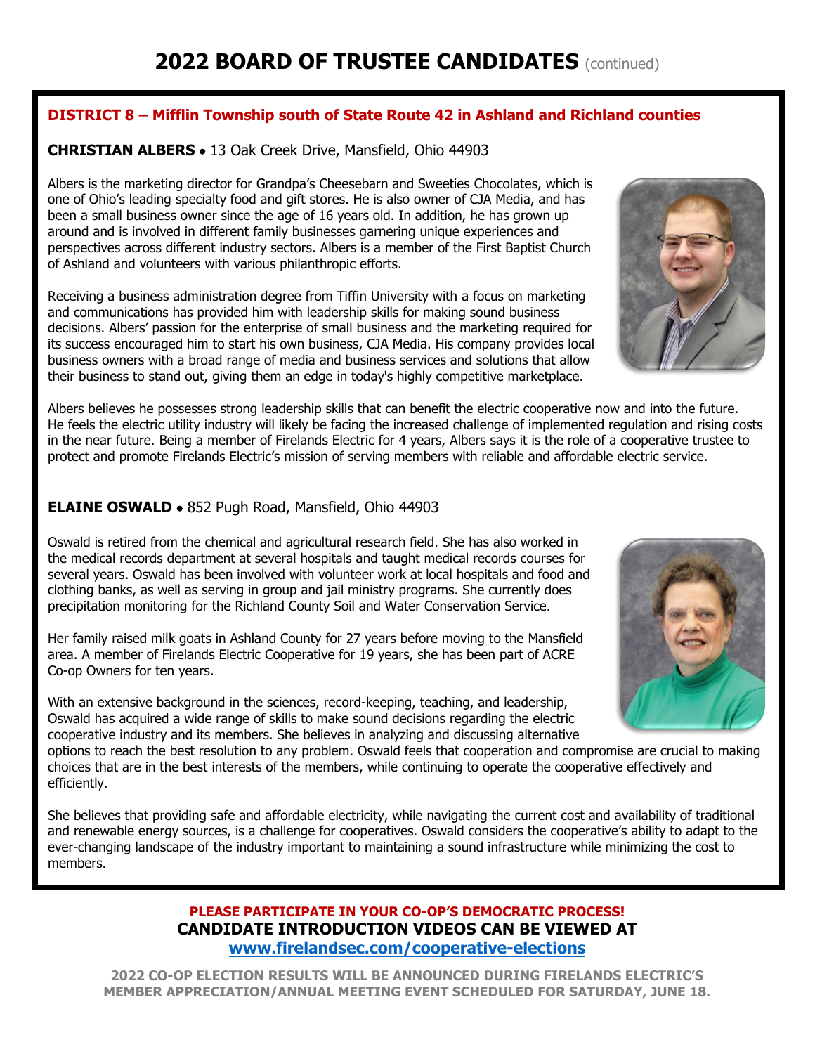# 2022 BOARD OF TRUSTEE CANDIDATES (continued)

## DISTRICT 8 – Mifflin Township south of State Route 42 in Ashland and Richland counties

**CHRISTIAN ALBERS** • 13 Oak Creek Drive, Mansfield, Ohio 44903

Albers is the marketing director for Grandpa's Cheesebarn and Sweeties Chocolates, which is one of Ohio's leading specialty food and gift stores. He is also owner of CJA Media, and has been a small business owner since the age of 16 years old. In addition, he has grown up around and is involved in different family businesses garnering unique experiences and perspectives across different industry sectors. Albers is a member of the First Baptist Church of Ashland and volunteers with various philanthropic efforts.

Receiving a business administration degree from Tiffin University with a focus on marketing and communications has provided him with leadership skills for making sound business decisions. Albers' passion for the enterprise of small business and the marketing required for its success encouraged him to start his own business, CJA Media. His company provides local business owners with a broad range of media and business services and solutions that allow their business to stand out, giving them an edge in today's highly competitive marketplace.

Albers believes he possesses strong leadership skills that can benefit the electric cooperative now and into the future. He feels the electric utility industry will likely be facing the increased challenge of implemented regulation and rising costs in the near future. Being a member of Firelands Electric for 4 years, Albers says it is the role of a cooperative trustee to protect and promote Firelands Electric's mission of serving members with reliable and affordable electric service.

**ELAINE OSWALD** • 852 Pugh Road, Mansfield, Ohio 44903

Oswald is retired from the chemical and agricultural research field. She has also worked in the medical records department at several hospitals and taught medical records courses for several years. Oswald has been involved with volunteer work at local hospitals and food and clothing banks, as well as serving in group and jail ministry programs. She currently does precipitation monitoring for the Richland County Soil and Water Conservation Service.

Her family raised milk goats in Ashland County for 27 years before moving to the Mansfield area. A member of Firelands Electric Cooperative for 19 years, she has been part of ACRE Co-op Owners for ten years.

With an extensive background in the sciences, record-keeping, teaching, and leadership, Oswald has acquired a wide range of skills to make sound decisions regarding the electric cooperative industry and its members. She believes in analyzing and discussing alternative options to reach the best resolution to any problem. Oswald feels that cooperation and compromise are crucial to making choices that are in the best interests of the members, while continuing to operate the cooperative effectively and efficiently.

She believes that providing safe and affordable electricity, while navigating the current cost and availability of traditional and renewable energy sources, is a challenge for cooperatives. Oswald considers the cooperative's ability to adapt to the ever-changing landscape of the industry important to maintaining a sound infrastructure while minimizing the cost to members.

**PLEASE PARTICIPATE IN YOUR CO-OP'S DEMOCRATIC PROCESS!**

**CANDIDATE INTRODUCTION VIDEOS CAN BE VIEWED AT**
**www.firelandsec.com/cooperative-elections**

**2022 CO-OP ELECTION RESULTS WILL BE ANNOUNCED DURING FIRELANDS ELECTRIC'S MEMBER APPRECIATION/ANNUAL MEETING EVENT SCHEDULED FOR SATURDAY, JUNE 18.**